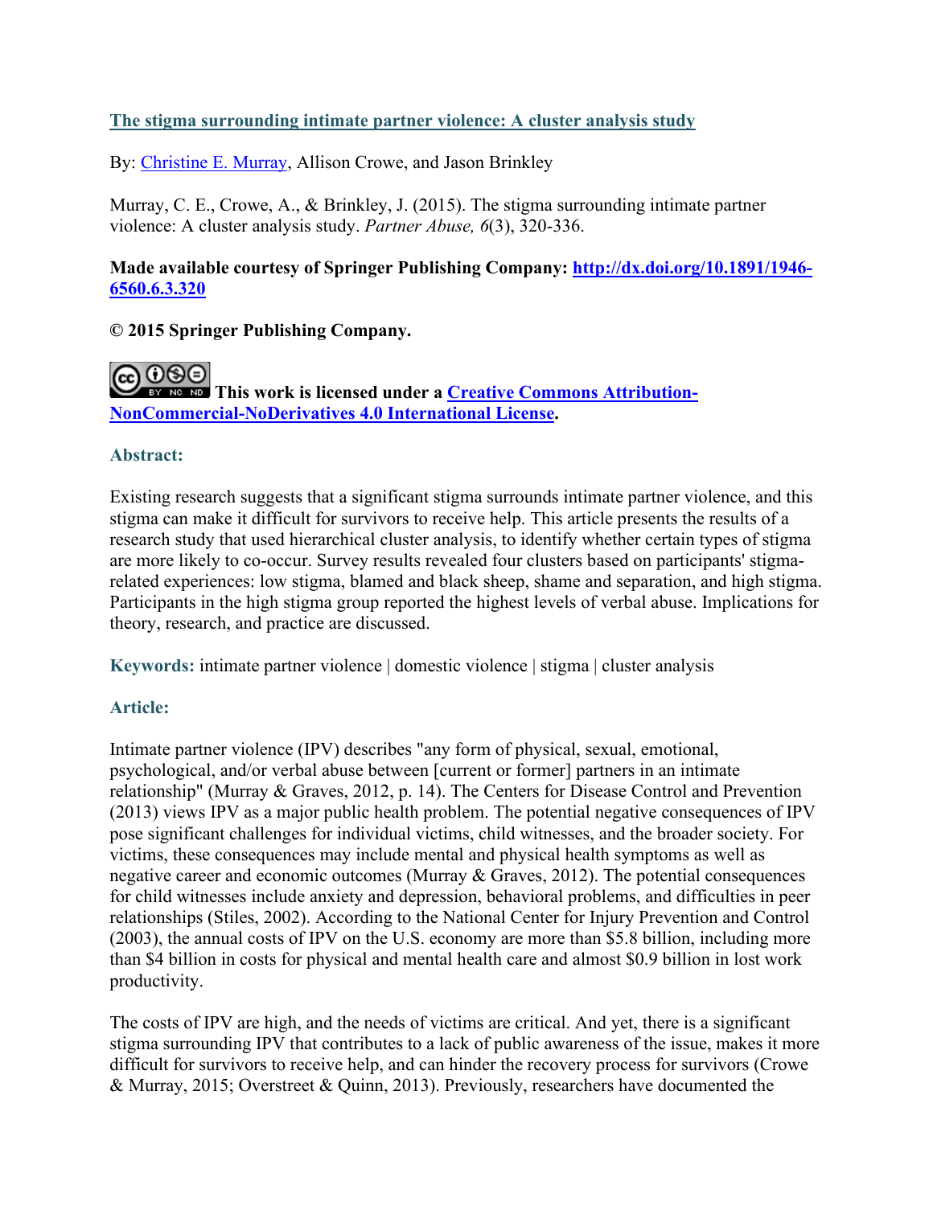## [The stigma surrounding intimate partner violence: A cluster analysis study](#)

By: [Christine E. Murray](#), Allison Crowe, and Jason Brinkley

Murray, C. E., Crowe, A., & Brinkley, J. (2015). The stigma surrounding intimate partner violence: A cluster analysis study. *Partner Abuse, 6*(3), 320-336.

**Made available courtesy of Springer Publishing Company: [http://dx.doi.org/10.1891/1946-6560.6.3.320](http://dx.doi.org/10.1891/1946-6560.6.3.320)**

**© 2015 Springer Publishing Company.**

**This work is licensed under a [Creative Commons Attribution-NonCommercial-NoDerivatives 4.0 International License](#).**

### Abstract:

Existing research suggests that a significant stigma surrounds intimate partner violence, and this stigma can make it difficult for survivors to receive help. This article presents the results of a research study that used hierarchical cluster analysis, to identify whether certain types of stigma are more likely to co-occur. Survey results revealed four clusters based on participants' stigma-related experiences: low stigma, blamed and black sheep, shame and separation, and high stigma. Participants in the high stigma group reported the highest levels of verbal abuse. Implications for theory, research, and practice are discussed.

**Keywords:** intimate partner violence | domestic violence | stigma | cluster analysis

### Article:

Intimate partner violence (IPV) describes "any form of physical, sexual, emotional, psychological, and/or verbal abuse between [current or former] partners in an intimate relationship" (Murray & Graves, 2012, p. 14). The Centers for Disease Control and Prevention (2013) views IPV as a major public health problem. The potential negative consequences of IPV pose significant challenges for individual victims, child witnesses, and the broader society. For victims, these consequences may include mental and physical health symptoms as well as negative career and economic outcomes (Murray & Graves, 2012). The potential consequences for child witnesses include anxiety and depression, behavioral problems, and difficulties in peer relationships (Stiles, 2002). According to the National Center for Injury Prevention and Control (2003), the annual costs of IPV on the U.S. economy are more than $5.8 billion, including more than $4 billion in costs for physical and mental health care and almost $0.9 billion in lost work productivity.

The costs of IPV are high, and the needs of victims are critical. And yet, there is a significant stigma surrounding IPV that contributes to a lack of public awareness of the issue, makes it more difficult for survivors to receive help, and can hinder the recovery process for survivors (Crowe & Murray, 2015; Overstreet & Quinn, 2013). Previously, researchers have documented the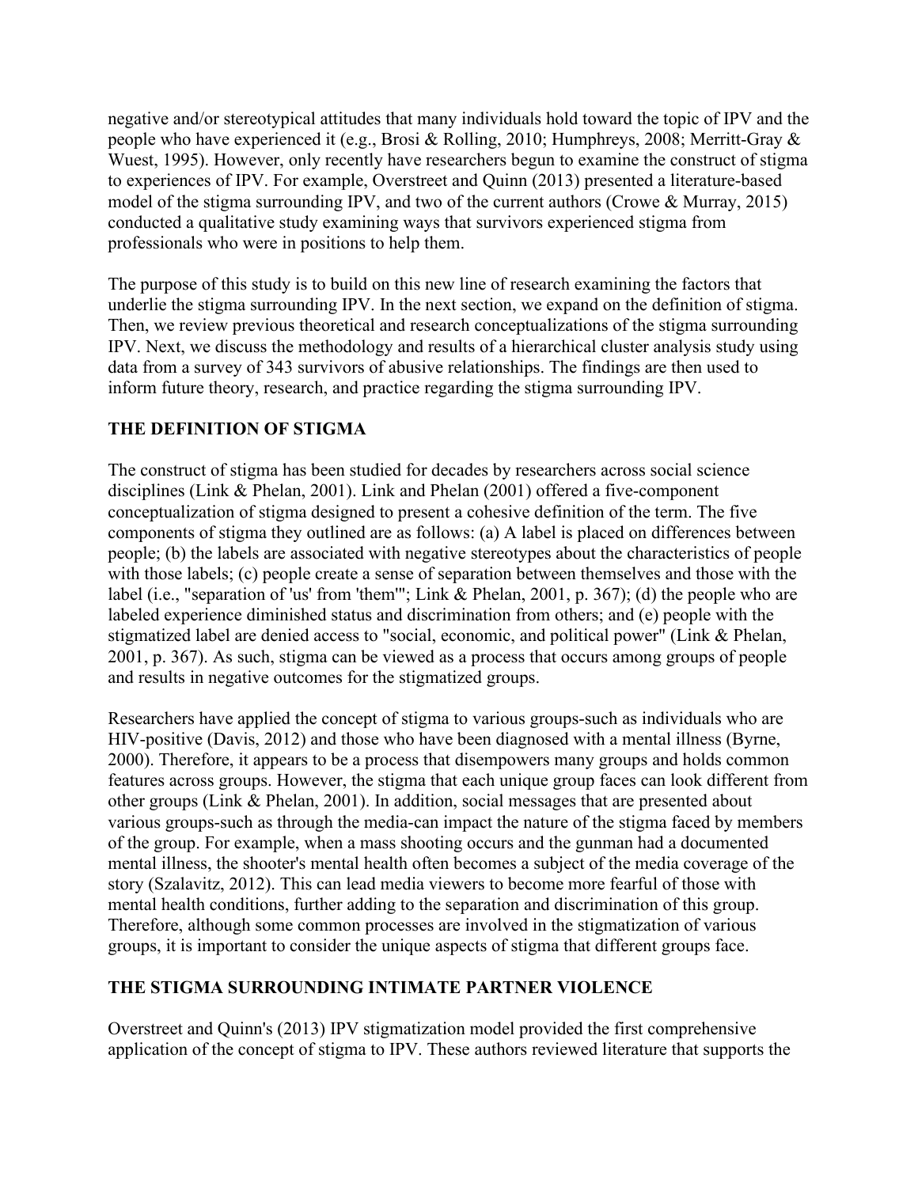negative and/or stereotypical attitudes that many individuals hold toward the topic of IPV and the people who have experienced it (e.g., Brosi & Rolling, 2010; Humphreys, 2008; Merritt-Gray & Wuest, 1995). However, only recently have researchers begun to examine the construct of stigma to experiences of IPV. For example, Overstreet and Quinn (2013) presented a literature-based model of the stigma surrounding IPV, and two of the current authors (Crowe & Murray, 2015) conducted a qualitative study examining ways that survivors experienced stigma from professionals who were in positions to help them.

The purpose of this study is to build on this new line of research examining the factors that underlie the stigma surrounding IPV. In the next section, we expand on the definition of stigma. Then, we review previous theoretical and research conceptualizations of the stigma surrounding IPV. Next, we discuss the methodology and results of a hierarchical cluster analysis study using data from a survey of 343 survivors of abusive relationships. The findings are then used to inform future theory, research, and practice regarding the stigma surrounding IPV.

## THE DEFINITION OF STIGMA

The construct of stigma has been studied for decades by researchers across social science disciplines (Link & Phelan, 2001). Link and Phelan (2001) offered a five-component conceptualization of stigma designed to present a cohesive definition of the term. The five components of stigma they outlined are as follows: (a) A label is placed on differences between people; (b) the labels are associated with negative stereotypes about the characteristics of people with those labels; (c) people create a sense of separation between themselves and those with the label (i.e., "separation of 'us' from 'them'"; Link & Phelan, 2001, p. 367); (d) the people who are labeled experience diminished status and discrimination from others; and (e) people with the stigmatized label are denied access to "social, economic, and political power" (Link & Phelan, 2001, p. 367). As such, stigma can be viewed as a process that occurs among groups of people and results in negative outcomes for the stigmatized groups.

Researchers have applied the concept of stigma to various groups-such as individuals who are HIV-positive (Davis, 2012) and those who have been diagnosed with a mental illness (Byrne, 2000). Therefore, it appears to be a process that disempowers many groups and holds common features across groups. However, the stigma that each unique group faces can look different from other groups (Link & Phelan, 2001). In addition, social messages that are presented about various groups-such as through the media-can impact the nature of the stigma faced by members of the group. For example, when a mass shooting occurs and the gunman had a documented mental illness, the shooter's mental health often becomes a subject of the media coverage of the story (Szalavitz, 2012). This can lead media viewers to become more fearful of those with mental health conditions, further adding to the separation and discrimination of this group. Therefore, although some common processes are involved in the stigmatization of various groups, it is important to consider the unique aspects of stigma that different groups face.

## THE STIGMA SURROUNDING INTIMATE PARTNER VIOLENCE

Overstreet and Quinn's (2013) IPV stigmatization model provided the first comprehensive application of the concept of stigma to IPV. These authors reviewed literature that supports the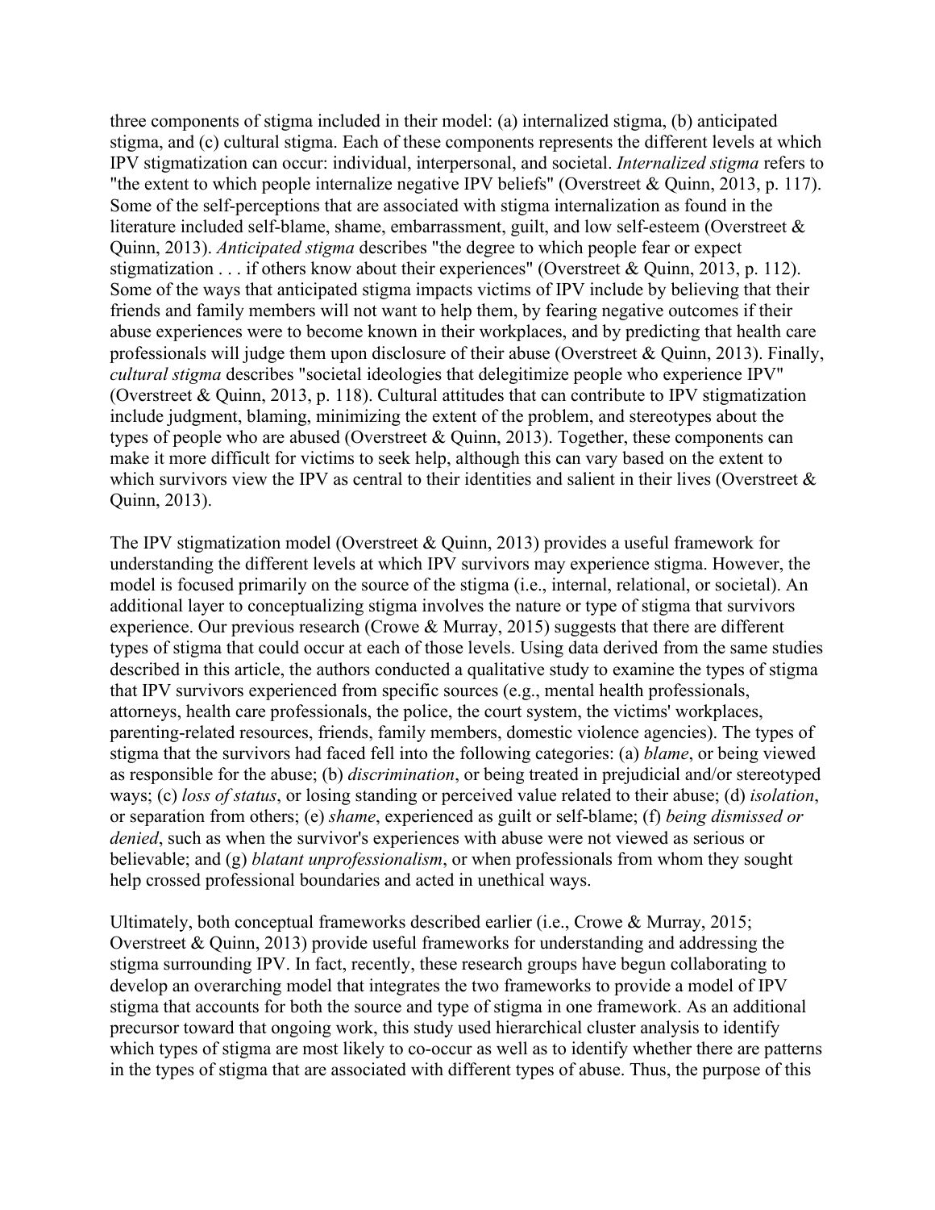three components of stigma included in their model: (a) internalized stigma, (b) anticipated stigma, and (c) cultural stigma. Each of these components represents the different levels at which IPV stigmatization can occur: individual, interpersonal, and societal. *Internalized stigma* refers to "the extent to which people internalize negative IPV beliefs" (Overstreet & Quinn, 2013, p. 117). Some of the self-perceptions that are associated with stigma internalization as found in the literature included self-blame, shame, embarrassment, guilt, and low self-esteem (Overstreet & Quinn, 2013). *Anticipated stigma* describes "the degree to which people fear or expect stigmatization . . . if others know about their experiences" (Overstreet & Quinn, 2013, p. 112). Some of the ways that anticipated stigma impacts victims of IPV include by believing that their friends and family members will not want to help them, by fearing negative outcomes if their abuse experiences were to become known in their workplaces, and by predicting that health care professionals will judge them upon disclosure of their abuse (Overstreet & Quinn, 2013). Finally, *cultural stigma* describes "societal ideologies that delegitimize people who experience IPV" (Overstreet & Quinn, 2013, p. 118). Cultural attitudes that can contribute to IPV stigmatization include judgment, blaming, minimizing the extent of the problem, and stereotypes about the types of people who are abused (Overstreet & Quinn, 2013). Together, these components can make it more difficult for victims to seek help, although this can vary based on the extent to which survivors view the IPV as central to their identities and salient in their lives (Overstreet & Quinn, 2013).

The IPV stigmatization model (Overstreet & Quinn, 2013) provides a useful framework for understanding the different levels at which IPV survivors may experience stigma. However, the model is focused primarily on the source of the stigma (i.e., internal, relational, or societal). An additional layer to conceptualizing stigma involves the nature or type of stigma that survivors experience. Our previous research (Crowe & Murray, 2015) suggests that there are different types of stigma that could occur at each of those levels. Using data derived from the same studies described in this article, the authors conducted a qualitative study to examine the types of stigma that IPV survivors experienced from specific sources (e.g., mental health professionals, attorneys, health care professionals, the police, the court system, the victims' workplaces, parenting-related resources, friends, family members, domestic violence agencies). The types of stigma that the survivors had faced fell into the following categories: (a) *blame*, or being viewed as responsible for the abuse; (b) *discrimination*, or being treated in prejudicial and/or stereotyped ways; (c) *loss of status*, or losing standing or perceived value related to their abuse; (d) *isolation*, or separation from others; (e) *shame*, experienced as guilt or self-blame; (f) *being dismissed or denied*, such as when the survivor's experiences with abuse were not viewed as serious or believable; and (g) *blatant unprofessionalism*, or when professionals from whom they sought help crossed professional boundaries and acted in unethical ways.

Ultimately, both conceptual frameworks described earlier (i.e., Crowe & Murray, 2015; Overstreet & Quinn, 2013) provide useful frameworks for understanding and addressing the stigma surrounding IPV. In fact, recently, these research groups have begun collaborating to develop an overarching model that integrates the two frameworks to provide a model of IPV stigma that accounts for both the source and type of stigma in one framework. As an additional precursor toward that ongoing work, this study used hierarchical cluster analysis to identify which types of stigma are most likely to co-occur as well as to identify whether there are patterns in the types of stigma that are associated with different types of abuse. Thus, the purpose of this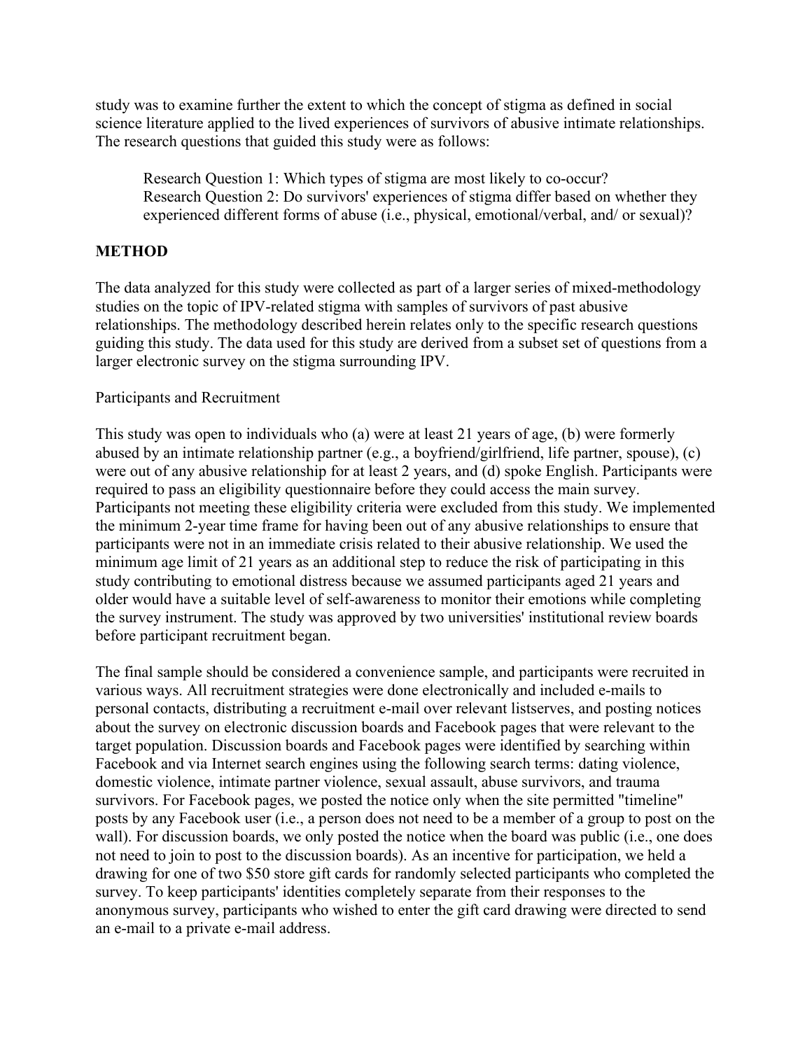study was to examine further the extent to which the concept of stigma as defined in social science literature applied to the lived experiences of survivors of abusive intimate relationships. The research questions that guided this study were as follows:

> Research Question 1: Which types of stigma are most likely to co-occur?
> Research Question 2: Do survivors' experiences of stigma differ based on whether they experienced different forms of abuse (i.e., physical, emotional/verbal, and/ or sexual)?

## METHOD

The data analyzed for this study were collected as part of a larger series of mixed-methodology studies on the topic of IPV-related stigma with samples of survivors of past abusive relationships. The methodology described herein relates only to the specific research questions guiding this study. The data used for this study are derived from a subset set of questions from a larger electronic survey on the stigma surrounding IPV.

### Participants and Recruitment

This study was open to individuals who (a) were at least 21 years of age, (b) were formerly abused by an intimate relationship partner (e.g., a boyfriend/girlfriend, life partner, spouse), (c) were out of any abusive relationship for at least 2 years, and (d) spoke English. Participants were required to pass an eligibility questionnaire before they could access the main survey. Participants not meeting these eligibility criteria were excluded from this study. We implemented the minimum 2-year time frame for having been out of any abusive relationships to ensure that participants were not in an immediate crisis related to their abusive relationship. We used the minimum age limit of 21 years as an additional step to reduce the risk of participating in this study contributing to emotional distress because we assumed participants aged 21 years and older would have a suitable level of self-awareness to monitor their emotions while completing the survey instrument. The study was approved by two universities' institutional review boards before participant recruitment began.

The final sample should be considered a convenience sample, and participants were recruited in various ways. All recruitment strategies were done electronically and included e-mails to personal contacts, distributing a recruitment e-mail over relevant listserves, and posting notices about the survey on electronic discussion boards and Facebook pages that were relevant to the target population. Discussion boards and Facebook pages were identified by searching within Facebook and via Internet search engines using the following search terms: dating violence, domestic violence, intimate partner violence, sexual assault, abuse survivors, and trauma survivors. For Facebook pages, we posted the notice only when the site permitted "timeline" posts by any Facebook user (i.e., a person does not need to be a member of a group to post on the wall). For discussion boards, we only posted the notice when the board was public (i.e., one does not need to join to post to the discussion boards). As an incentive for participation, we held a drawing for one of two $50 store gift cards for randomly selected participants who completed the survey. To keep participants' identities completely separate from their responses to the anonymous survey, participants who wished to enter the gift card drawing were directed to send an e-mail to a private e-mail address.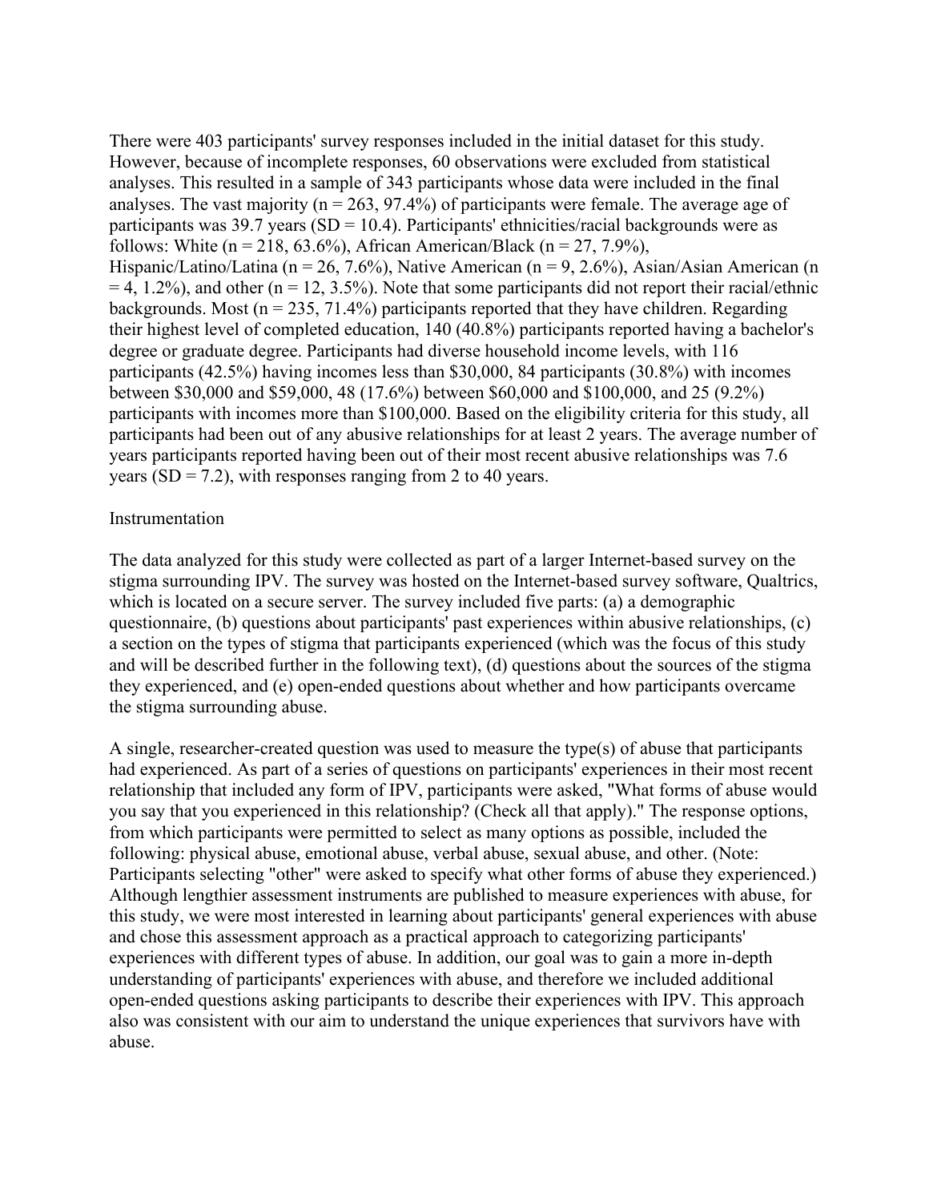There were 403 participants' survey responses included in the initial dataset for this study. However, because of incomplete responses, 60 observations were excluded from statistical analyses. This resulted in a sample of 343 participants whose data were included in the final analyses. The vast majority (n = 263, 97.4%) of participants were female. The average age of participants was 39.7 years (SD = 10.4). Participants' ethnicities/racial backgrounds were as follows: White (n = 218, 63.6%), African American/Black (n = 27, 7.9%), Hispanic/Latino/Latina (n = 26, 7.6%), Native American (n = 9, 2.6%), Asian/Asian American (n = 4, 1.2%), and other (n = 12, 3.5%). Note that some participants did not report their racial/ethnic backgrounds. Most (n = 235, 71.4%) participants reported that they have children. Regarding their highest level of completed education, 140 (40.8%) participants reported having a bachelor's degree or graduate degree. Participants had diverse household income levels, with 116 participants (42.5%) having incomes less than $30,000, 84 participants (30.8%) with incomes between $30,000 and $59,000, 48 (17.6%) between $60,000 and $100,000, and 25 (9.2%) participants with incomes more than $100,000. Based on the eligibility criteria for this study, all participants had been out of any abusive relationships for at least 2 years. The average number of years participants reported having been out of their most recent abusive relationships was 7.6 years (SD = 7.2), with responses ranging from 2 to 40 years.

## Instrumentation

The data analyzed for this study were collected as part of a larger Internet-based survey on the stigma surrounding IPV. The survey was hosted on the Internet-based survey software, Qualtrics, which is located on a secure server. The survey included five parts: (a) a demographic questionnaire, (b) questions about participants' past experiences within abusive relationships, (c) a section on the types of stigma that participants experienced (which was the focus of this study and will be described further in the following text), (d) questions about the sources of the stigma they experienced, and (e) open-ended questions about whether and how participants overcame the stigma surrounding abuse.

A single, researcher-created question was used to measure the type(s) of abuse that participants had experienced. As part of a series of questions on participants' experiences in their most recent relationship that included any form of IPV, participants were asked, "What forms of abuse would you say that you experienced in this relationship? (Check all that apply)." The response options, from which participants were permitted to select as many options as possible, included the following: physical abuse, emotional abuse, verbal abuse, sexual abuse, and other. (Note: Participants selecting "other" were asked to specify what other forms of abuse they experienced.) Although lengthier assessment instruments are published to measure experiences with abuse, for this study, we were most interested in learning about participants' general experiences with abuse and chose this assessment approach as a practical approach to categorizing participants' experiences with different types of abuse. In addition, our goal was to gain a more in-depth understanding of participants' experiences with abuse, and therefore we included additional open-ended questions asking participants to describe their experiences with IPV. This approach also was consistent with our aim to understand the unique experiences that survivors have with abuse.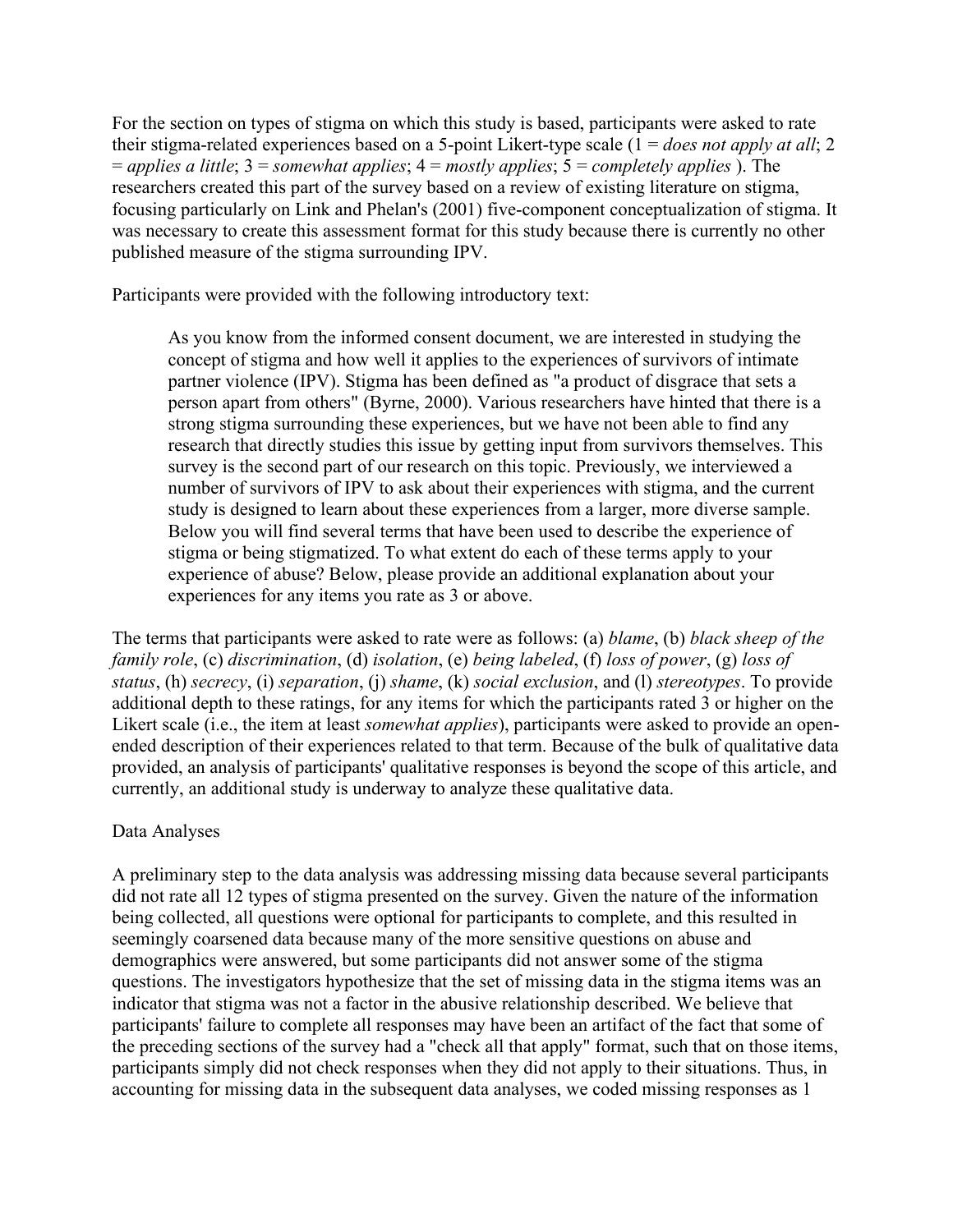For the section on types of stigma on which this study is based, participants were asked to rate their stigma-related experiences based on a 5-point Likert-type scale (1 = *does not apply at all*; 2 = *applies a little*; 3 = *somewhat applies*; 4 = *mostly applies*; 5 = *completely applies* ). The researchers created this part of the survey based on a review of existing literature on stigma, focusing particularly on Link and Phelan's (2001) five-component conceptualization of stigma. It was necessary to create this assessment format for this study because there is currently no other published measure of the stigma surrounding IPV.

Participants were provided with the following introductory text:

> As you know from the informed consent document, we are interested in studying the concept of stigma and how well it applies to the experiences of survivors of intimate partner violence (IPV). Stigma has been defined as "a product of disgrace that sets a person apart from others" (Byrne, 2000). Various researchers have hinted that there is a strong stigma surrounding these experiences, but we have not been able to find any research that directly studies this issue by getting input from survivors themselves. This survey is the second part of our research on this topic. Previously, we interviewed a number of survivors of IPV to ask about their experiences with stigma, and the current study is designed to learn about these experiences from a larger, more diverse sample. Below you will find several terms that have been used to describe the experience of stigma or being stigmatized. To what extent do each of these terms apply to your experience of abuse? Below, please provide an additional explanation about your experiences for any items you rate as 3 or above.

The terms that participants were asked to rate were as follows: (a) *blame*, (b) *black sheep of the family role*, (c) *discrimination*, (d) *isolation*, (e) *being labeled*, (f) *loss of power*, (g) *loss of status*, (h) *secrecy*, (i) *separation*, (j) *shame*, (k) *social exclusion*, and (l) *stereotypes*. To provide additional depth to these ratings, for any items for which the participants rated 3 or higher on the Likert scale (i.e., the item at least *somewhat applies*), participants were asked to provide an open-ended description of their experiences related to that term. Because of the bulk of qualitative data provided, an analysis of participants' qualitative responses is beyond the scope of this article, and currently, an additional study is underway to analyze these qualitative data.

## Data Analyses

A preliminary step to the data analysis was addressing missing data because several participants did not rate all 12 types of stigma presented on the survey. Given the nature of the information being collected, all questions were optional for participants to complete, and this resulted in seemingly coarsened data because many of the more sensitive questions on abuse and demographics were answered, but some participants did not answer some of the stigma questions. The investigators hypothesize that the set of missing data in the stigma items was an indicator that stigma was not a factor in the abusive relationship described. We believe that participants' failure to complete all responses may have been an artifact of the fact that some of the preceding sections of the survey had a "check all that apply" format, such that on those items, participants simply did not check responses when they did not apply to their situations. Thus, in accounting for missing data in the subsequent data analyses, we coded missing responses as 1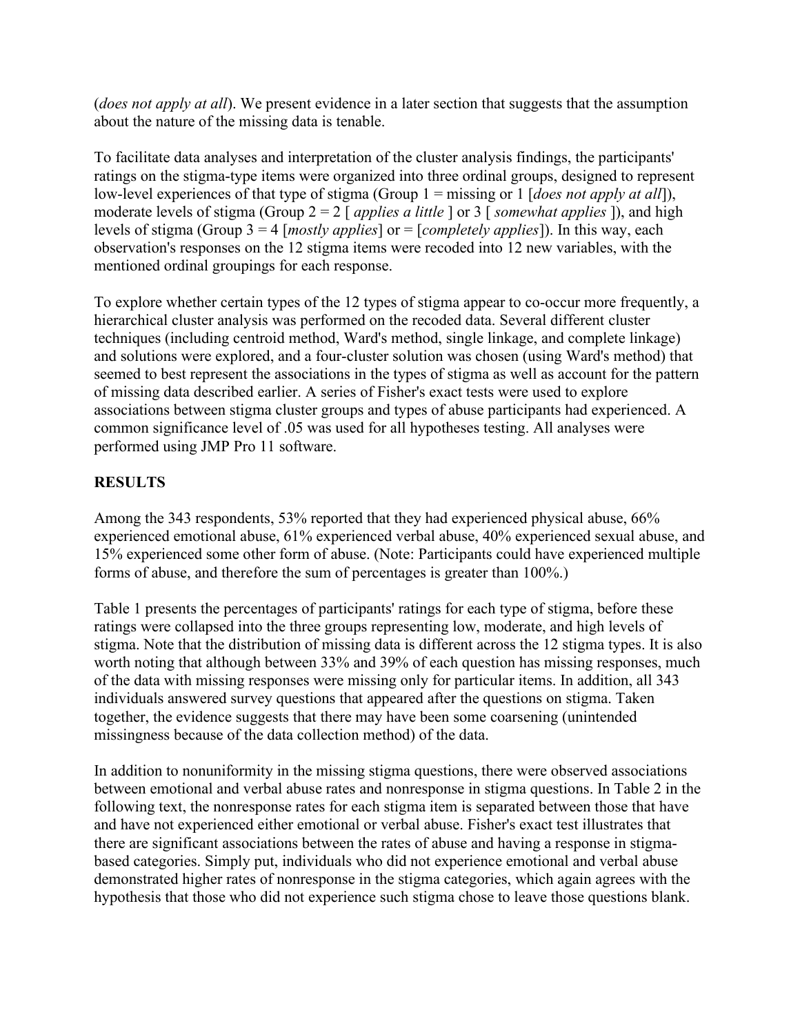(*does not apply at all*). We present evidence in a later section that suggests that the assumption about the nature of the missing data is tenable.

To facilitate data analyses and interpretation of the cluster analysis findings, the participants' ratings on the stigma-type items were organized into three ordinal groups, designed to represent low-level experiences of that type of stigma (Group 1 = missing or 1 [*does not apply at all*]), moderate levels of stigma (Group 2 = 2 [ *applies a little* ] or 3 [ *somewhat applies* ]), and high levels of stigma (Group 3 = 4 [*mostly applies*] or = [*completely applies*]). In this way, each observation's responses on the 12 stigma items were recoded into 12 new variables, with the mentioned ordinal groupings for each response.

To explore whether certain types of the 12 types of stigma appear to co-occur more frequently, a hierarchical cluster analysis was performed on the recoded data. Several different cluster techniques (including centroid method, Ward's method, single linkage, and complete linkage) and solutions were explored, and a four-cluster solution was chosen (using Ward's method) that seemed to best represent the associations in the types of stigma as well as account for the pattern of missing data described earlier. A series of Fisher's exact tests were used to explore associations between stigma cluster groups and types of abuse participants had experienced. A common significance level of .05 was used for all hypotheses testing. All analyses were performed using JMP Pro 11 software.

## RESULTS

Among the 343 respondents, 53% reported that they had experienced physical abuse, 66% experienced emotional abuse, 61% experienced verbal abuse, 40% experienced sexual abuse, and 15% experienced some other form of abuse. (Note: Participants could have experienced multiple forms of abuse, and therefore the sum of percentages is greater than 100%.)

Table 1 presents the percentages of participants' ratings for each type of stigma, before these ratings were collapsed into the three groups representing low, moderate, and high levels of stigma. Note that the distribution of missing data is different across the 12 stigma types. It is also worth noting that although between 33% and 39% of each question has missing responses, much of the data with missing responses were missing only for particular items. In addition, all 343 individuals answered survey questions that appeared after the questions on stigma. Taken together, the evidence suggests that there may have been some coarsening (unintended missingness because of the data collection method) of the data.

In addition to nonuniformity in the missing stigma questions, there were observed associations between emotional and verbal abuse rates and nonresponse in stigma questions. In Table 2 in the following text, the nonresponse rates for each stigma item is separated between those that have and have not experienced either emotional or verbal abuse. Fisher's exact test illustrates that there are significant associations between the rates of abuse and having a response in stigma-based categories. Simply put, individuals who did not experience emotional and verbal abuse demonstrated higher rates of nonresponse in the stigma categories, which again agrees with the hypothesis that those who did not experience such stigma chose to leave those questions blank.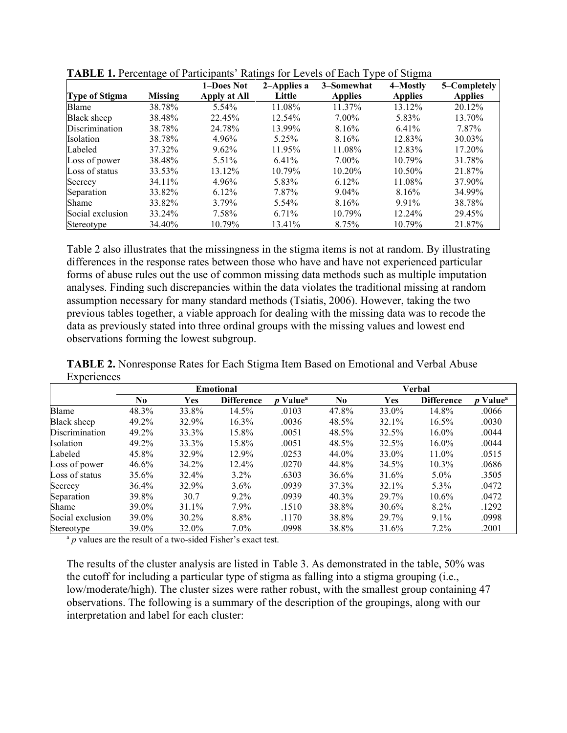**TABLE 1.** Percentage of Participants' Ratings for Levels of Each Type of Stigma

| Type of Stigma | Missing | 1–Does Not Apply at All | 2–Applies a Little | 3–Somewhat Applies | 4–Mostly Applies | 5–Completely Applies |
|---|---|---|---|---|---|---|
| Blame | 38.78% | 5.54% | 11.08% | 11.37% | 13.12% | 20.12% |
| Black sheep | 38.48% | 22.45% | 12.54% | 7.00% | 5.83% | 13.70% |
| Discrimination | 38.78% | 24.78% | 13.99% | 8.16% | 6.41% | 7.87% |
| Isolation | 38.78% | 4.96% | 5.25% | 8.16% | 12.83% | 30.03% |
| Labeled | 37.32% | 9.62% | 11.95% | 11.08% | 12.83% | 17.20% |
| Loss of power | 38.48% | 5.51% | 6.41% | 7.00% | 10.79% | 31.78% |
| Loss of status | 33.53% | 13.12% | 10.79% | 10.20% | 10.50% | 21.87% |
| Secrecy | 34.11% | 4.96% | 5.83% | 6.12% | 11.08% | 37.90% |
| Separation | 33.82% | 6.12% | 7.87% | 9.04% | 8.16% | 34.99% |
| Shame | 33.82% | 3.79% | 5.54% | 8.16% | 9.91% | 38.78% |
| Social exclusion | 33.24% | 7.58% | 6.71% | 10.79% | 12.24% | 29.45% |
| Stereotype | 34.40% | 10.79% | 13.41% | 8.75% | 10.79% | 21.87% |

Table 2 also illustrates that the missingness in the stigma items is not at random. By illustrating differences in the response rates between those who have and have not experienced particular forms of abuse rules out the use of common missing data methods such as multiple imputation analyses. Finding such discrepancies within the data violates the traditional missing at random assumption necessary for many standard methods (Tsiatis, 2006). However, taking the two previous tables together, a viable approach for dealing with the missing data was to recode the data as previously stated into three ordinal groups with the missing values and lowest end observations forming the lowest subgroup.

**TABLE 2.** Nonresponse Rates for Each Stigma Item Based on Emotional and Verbal Abuse Experiences

| | Emotional | | | | Verbal | | | |
|---|---|---|---|---|---|---|---|---|
| | No | Yes | Difference | *p* Value[a] | No | Yes | Difference | *p* Value[a] |
| Blame | 48.3% | 33.8% | 14.5% | .0103 | 47.8% | 33.0% | 14.8% | .0066 |
| Black sheep | 49.2% | 32.9% | 16.3% | .0036 | 48.5% | 32.1% | 16.5% | .0030 |
| Discrimination | 49.2% | 33.3% | 15.8% | .0051 | 48.5% | 32.5% | 16.0% | .0044 |
| Isolation | 49.2% | 33.3% | 15.8% | .0051 | 48.5% | 32.5% | 16.0% | .0044 |
| Labeled | 45.8% | 32.9% | 12.9% | .0253 | 44.0% | 33.0% | 11.0% | .0515 |
| Loss of power | 46.6% | 34.2% | 12.4% | .0270 | 44.8% | 34.5% | 10.3% | .0686 |
| Loss of status | 35.6% | 32.4% | 3.2% | .6303 | 36.6% | 31.6% | 5.0% | .3505 |
| Secrecy | 36.4% | 32.9% | 3.6% | .0939 | 37.3% | 32.1% | 5.3% | .0472 |
| Separation | 39.8% | 30.7 | 9.2% | .0939 | 40.3% | 29.7% | 10.6% | .0472 |
| Shame | 39.0% | 31.1% | 7.9% | .1510 | 38.8% | 30.6% | 8.2% | .1292 |
| Social exclusion | 39.0% | 30.2% | 8.8% | .1170 | 38.8% | 29.7% | 9.1% | .0998 |
| Stereotype | 39.0% | 32.0% | 7.0% | .0998 | 38.8% | 31.6% | 7.2% | .2001 |

[a] *p* values are the result of a two-sided Fisher's exact test.

The results of the cluster analysis are listed in Table 3. As demonstrated in the table, 50% was the cutoff for including a particular type of stigma as falling into a stigma grouping (i.e., low/moderate/high). The cluster sizes were rather robust, with the smallest group containing 47 observations. The following is a summary of the description of the groupings, along with our interpretation and label for each cluster: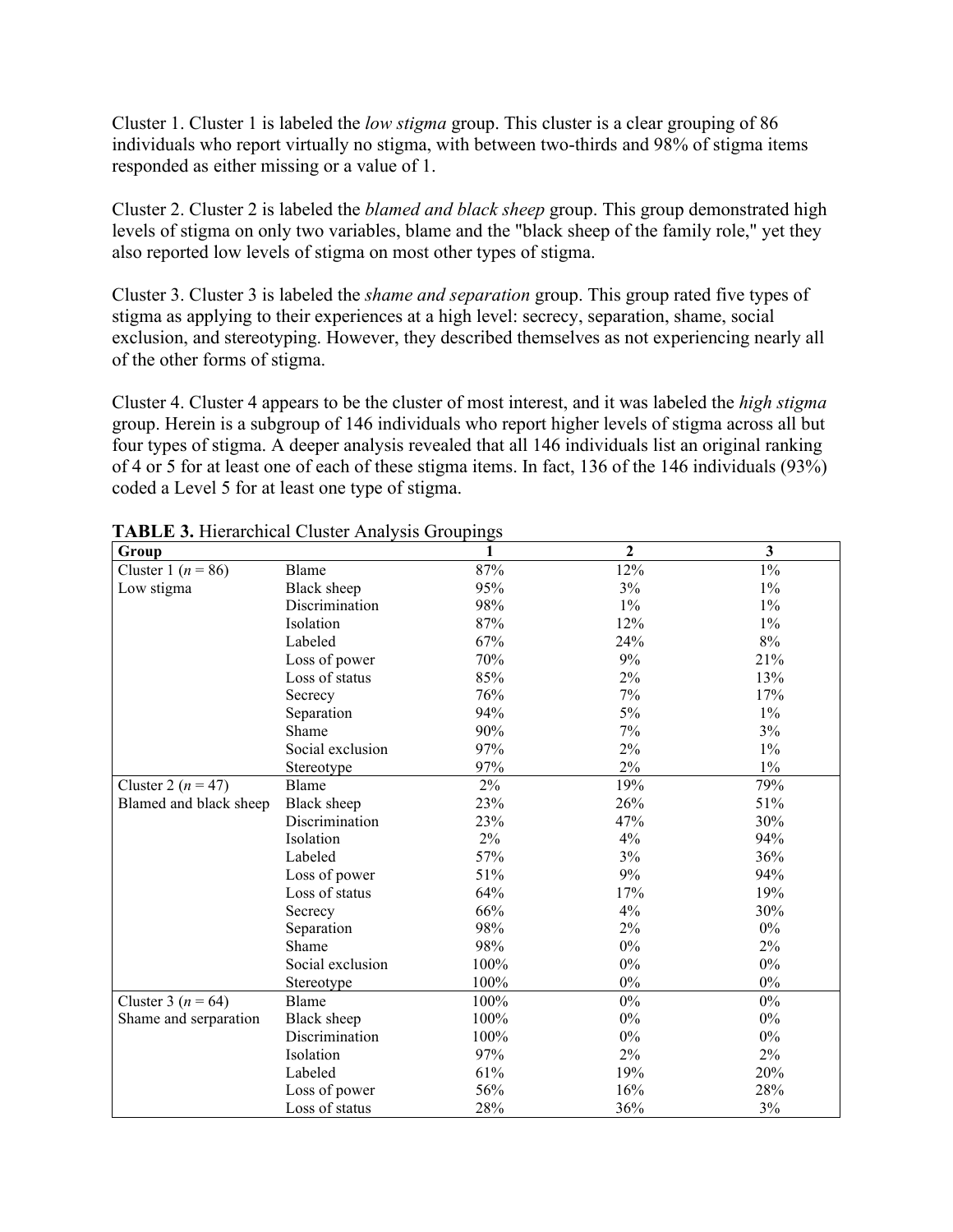Cluster 1. Cluster 1 is labeled the *low stigma* group. This cluster is a clear grouping of 86 individuals who report virtually no stigma, with between two-thirds and 98% of stigma items responded as either missing or a value of 1.

Cluster 2. Cluster 2 is labeled the *blamed and black sheep* group. This group demonstrated high levels of stigma on only two variables, blame and the "black sheep of the family role," yet they also reported low levels of stigma on most other types of stigma.

Cluster 3. Cluster 3 is labeled the *shame and separation* group. This group rated five types of stigma as applying to their experiences at a high level: secrecy, separation, shame, social exclusion, and stereotyping. However, they described themselves as not experiencing nearly all of the other forms of stigma.

Cluster 4. Cluster 4 appears to be the cluster of most interest, and it was labeled the *high stigma* group. Herein is a subgroup of 146 individuals who report higher levels of stigma across all but four types of stigma. A deeper analysis revealed that all 146 individuals list an original ranking of 4 or 5 for at least one of each of these stigma items. In fact, 136 of the 146 individuals (93%) coded a Level 5 for at least one type of stigma.

**TABLE 3.** Hierarchical Cluster Analysis Groupings

| Group | | 1 | 2 | 3 |
|---|---|---|---|---|
| Cluster 1 ($n$ = 86) | Blame | 87% | 12% | 1% |
| Low stigma | Black sheep | 95% | 3% | 1% |
| | Discrimination | 98% | 1% | 1% |
| | Isolation | 87% | 12% | 1% |
| | Labeled | 67% | 24% | 8% |
| | Loss of power | 70% | 9% | 21% |
| | Loss of status | 85% | 2% | 13% |
| | Secrecy | 76% | 7% | 17% |
| | Separation | 94% | 5% | 1% |
| | Shame | 90% | 7% | 3% |
| | Social exclusion | 97% | 2% | 1% |
| | Stereotype | 97% | 2% | 1% |
| Cluster 2 ($n$ = 47) | Blame | 2% | 19% | 79% |
| Blamed and black sheep | Black sheep | 23% | 26% | 51% |
| | Discrimination | 23% | 47% | 30% |
| | Isolation | 2% | 4% | 94% |
| | Labeled | 57% | 3% | 36% |
| | Loss of power | 51% | 9% | 94% |
| | Loss of status | 64% | 17% | 19% |
| | Secrecy | 66% | 4% | 30% |
| | Separation | 98% | 2% | 0% |
| | Shame | 98% | 0% | 2% |
| | Social exclusion | 100% | 0% | 0% |
| | Stereotype | 100% | 0% | 0% |
| Cluster 3 ($n$ = 64) | Blame | 100% | 0% | 0% |
| Shame and serparation | Black sheep | 100% | 0% | 0% |
| | Discrimination | 100% | 0% | 0% |
| | Isolation | 97% | 2% | 2% |
| | Labeled | 61% | 19% | 20% |
| | Loss of power | 56% | 16% | 28% |
| | Loss of status | 28% | 36% | 3% |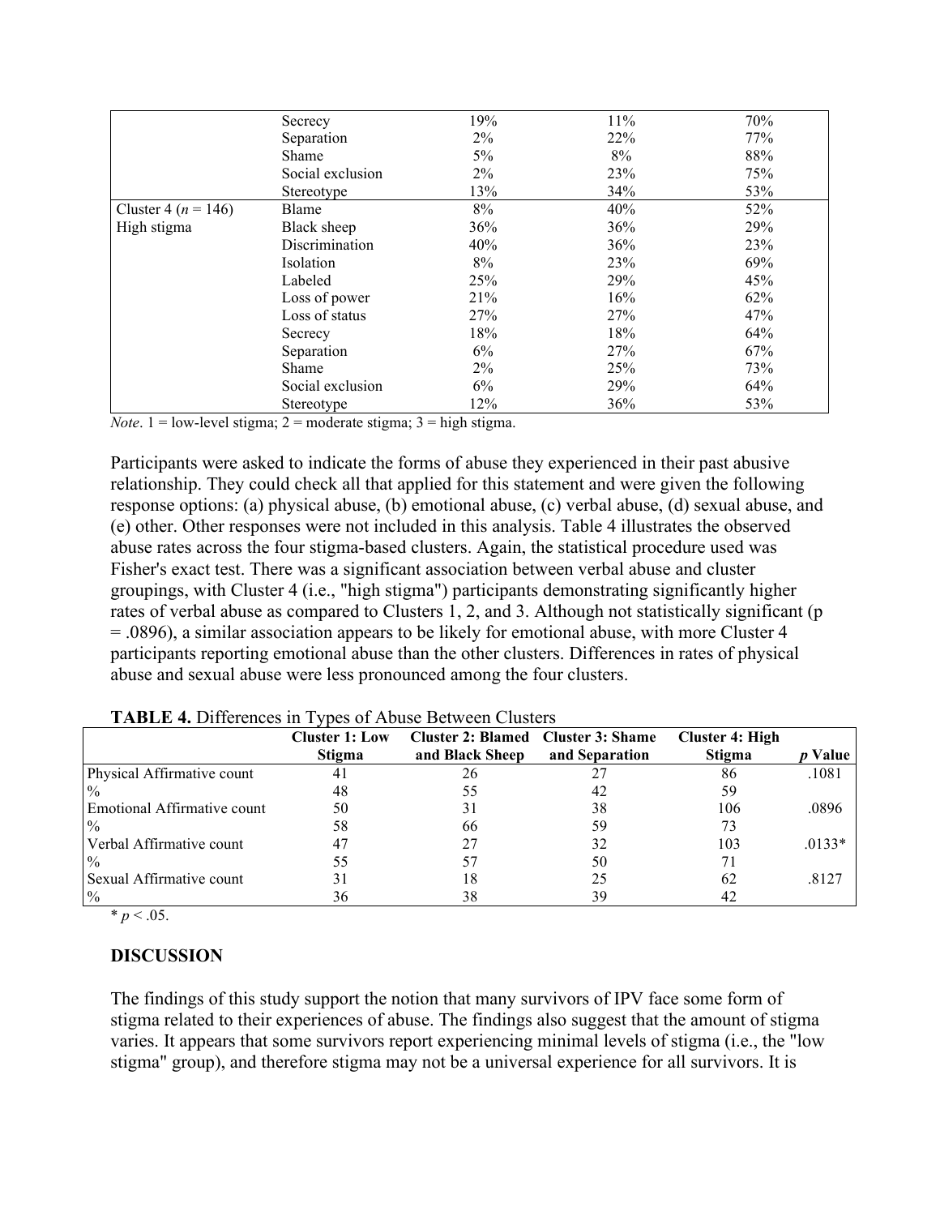| | | | | |
|---|---|---|---|---|
| | Secrecy | 19% | 11% | 70% |
| | Separation | 2% | 22% | 77% |
| | Shame | 5% | 8% | 88% |
| | Social exclusion | 2% | 23% | 75% |
| | Stereotype | 13% | 34% | 53% |
| Cluster 4 ($n$ = 146) | Blame | 8% | 40% | 52% |
| High stigma | Black sheep | 36% | 36% | 29% |
| | Discrimination | 40% | 36% | 23% |
| | Isolation | 8% | 23% | 69% |
| | Labeled | 25% | 29% | 45% |
| | Loss of power | 21% | 16% | 62% |
| | Loss of status | 27% | 27% | 47% |
| | Secrecy | 18% | 18% | 64% |
| | Separation | 6% | 27% | 67% |
| | Shame | 2% | 25% | 73% |
| | Social exclusion | 6% | 29% | 64% |
| | Stereotype | 12% | 36% | 53% |

*Note*. 1 = low-level stigma; 2 = moderate stigma; 3 = high stigma.

Participants were asked to indicate the forms of abuse they experienced in their past abusive relationship. They could check all that applied for this statement and were given the following response options: (a) physical abuse, (b) emotional abuse, (c) verbal abuse, (d) sexual abuse, and (e) other. Other responses were not included in this analysis. Table 4 illustrates the observed abuse rates across the four stigma-based clusters. Again, the statistical procedure used was Fisher's exact test. There was a significant association between verbal abuse and cluster groupings, with Cluster 4 (i.e., "high stigma") participants demonstrating significantly higher rates of verbal abuse as compared to Clusters 1, 2, and 3. Although not statistically significant ($p$ = .0896), a similar association appears to be likely for emotional abuse, with more Cluster 4 participants reporting emotional abuse than the other clusters. Differences in rates of physical abuse and sexual abuse were less pronounced among the four clusters.

**TABLE 4.** Differences in Types of Abuse Between Clusters

| | Cluster 1: Low Stigma | Cluster 2: Blamed and Black Sheep | Cluster 3: Shame and Separation | Cluster 4: High Stigma | $p$ Value |
|---|---|---|---|---|---|
| Physical Affirmative count | 41 | 26 | 27 | 86 | .1081 |
| % | 48 | 55 | 42 | 59 | |
| Emotional Affirmative count | 50 | 31 | 38 | 106 | .0896 |
| % | 58 | 66 | 59 | 73 | |
| Verbal Affirmative count | 47 | 27 | 32 | 103 | .0133* |
| % | 55 | 57 | 50 | 71 | |
| Sexual Affirmative count | 31 | 18 | 25 | 62 | .8127 |
| % | 36 | 38 | 39 | 42 | |

* $p < .05$.

## DISCUSSION

The findings of this study support the notion that many survivors of IPV face some form of stigma related to their experiences of abuse. The findings also suggest that the amount of stigma varies. It appears that some survivors report experiencing minimal levels of stigma (i.e., the "low stigma" group), and therefore stigma may not be a universal experience for all survivors. It is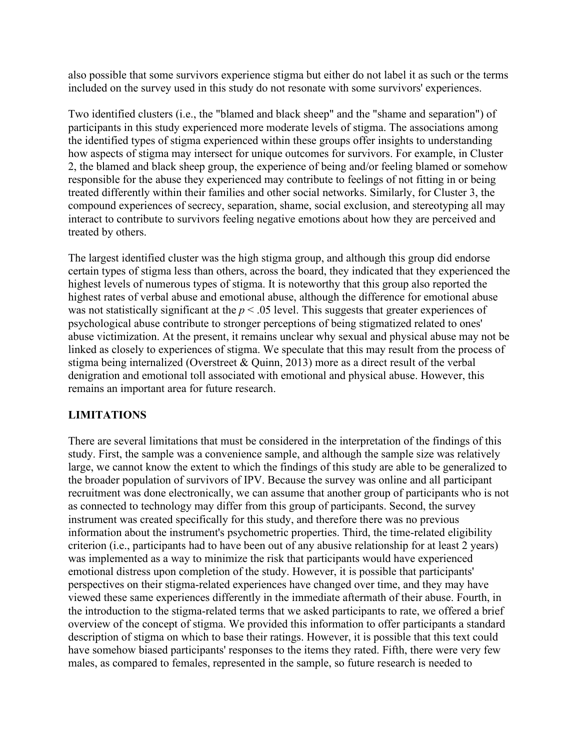also possible that some survivors experience stigma but either do not label it as such or the terms included on the survey used in this study do not resonate with some survivors' experiences.

Two identified clusters (i.e., the "blamed and black sheep" and the "shame and separation") of participants in this study experienced more moderate levels of stigma. The associations among the identified types of stigma experienced within these groups offer insights to understanding how aspects of stigma may intersect for unique outcomes for survivors. For example, in Cluster 2, the blamed and black sheep group, the experience of being and/or feeling blamed or somehow responsible for the abuse they experienced may contribute to feelings of not fitting in or being treated differently within their families and other social networks. Similarly, for Cluster 3, the compound experiences of secrecy, separation, shame, social exclusion, and stereotyping all may interact to contribute to survivors feeling negative emotions about how they are perceived and treated by others.

The largest identified cluster was the high stigma group, and although this group did endorse certain types of stigma less than others, across the board, they indicated that they experienced the highest levels of numerous types of stigma. It is noteworthy that this group also reported the highest rates of verbal abuse and emotional abuse, although the difference for emotional abuse was not statistically significant at the $p < .05$ level. This suggests that greater experiences of psychological abuse contribute to stronger perceptions of being stigmatized related to ones' abuse victimization. At the present, it remains unclear why sexual and physical abuse may not be linked as closely to experiences of stigma. We speculate that this may result from the process of stigma being internalized (Overstreet & Quinn, 2013) more as a direct result of the verbal denigration and emotional toll associated with emotional and physical abuse. However, this remains an important area for future research.

## LIMITATIONS

There are several limitations that must be considered in the interpretation of the findings of this study. First, the sample was a convenience sample, and although the sample size was relatively large, we cannot know the extent to which the findings of this study are able to be generalized to the broader population of survivors of IPV. Because the survey was online and all participant recruitment was done electronically, we can assume that another group of participants who is not as connected to technology may differ from this group of participants. Second, the survey instrument was created specifically for this study, and therefore there was no previous information about the instrument's psychometric properties. Third, the time-related eligibility criterion (i.e., participants had to have been out of any abusive relationship for at least 2 years) was implemented as a way to minimize the risk that participants would have experienced emotional distress upon completion of the study. However, it is possible that participants' perspectives on their stigma-related experiences have changed over time, and they may have viewed these same experiences differently in the immediate aftermath of their abuse. Fourth, in the introduction to the stigma-related terms that we asked participants to rate, we offered a brief overview of the concept of stigma. We provided this information to offer participants a standard description of stigma on which to base their ratings. However, it is possible that this text could have somehow biased participants' responses to the items they rated. Fifth, there were very few males, as compared to females, represented in the sample, so future research is needed to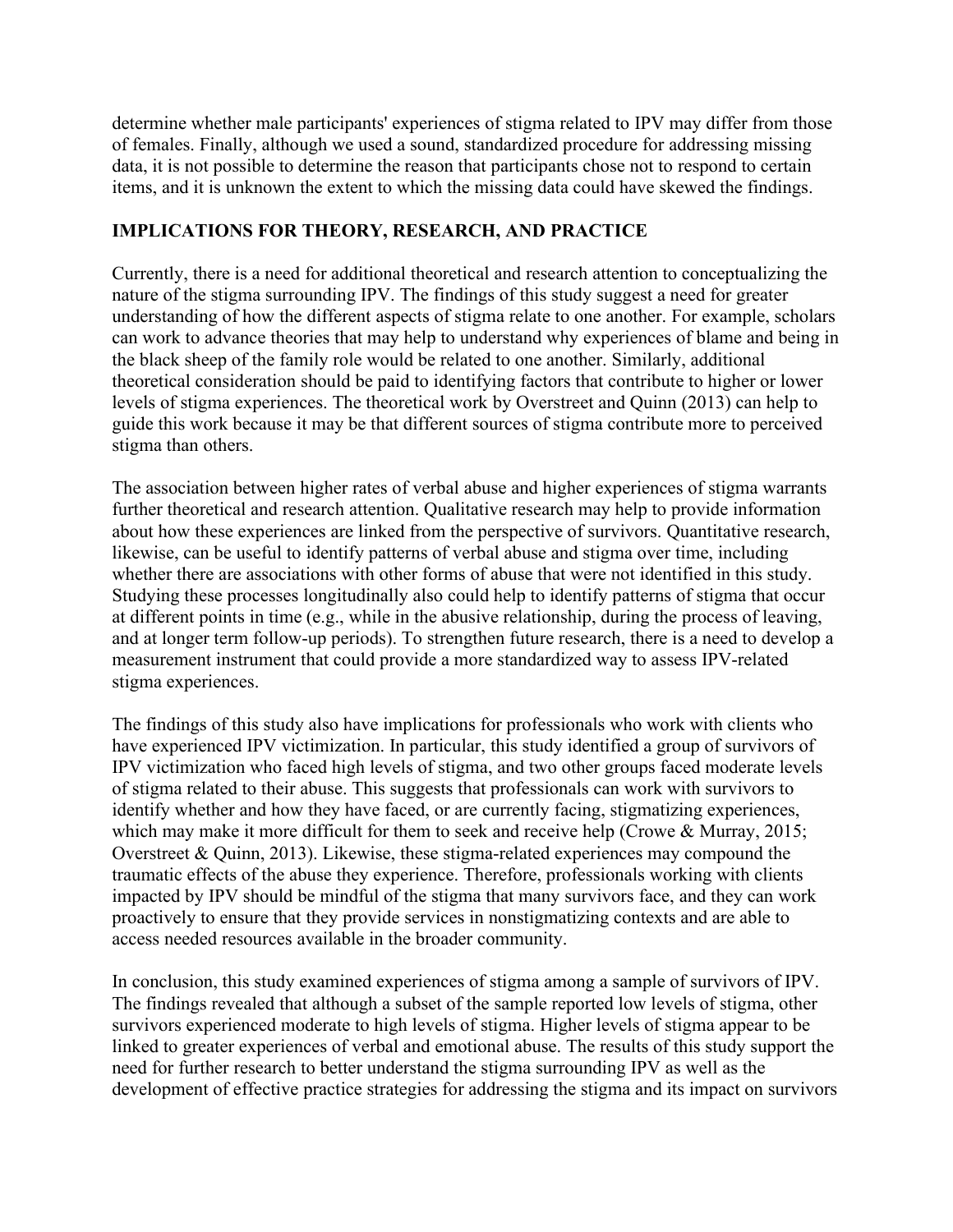determine whether male participants' experiences of stigma related to IPV may differ from those of females. Finally, although we used a sound, standardized procedure for addressing missing data, it is not possible to determine the reason that participants chose not to respond to certain items, and it is unknown the extent to which the missing data could have skewed the findings.

## IMPLICATIONS FOR THEORY, RESEARCH, AND PRACTICE

Currently, there is a need for additional theoretical and research attention to conceptualizing the nature of the stigma surrounding IPV. The findings of this study suggest a need for greater understanding of how the different aspects of stigma relate to one another. For example, scholars can work to advance theories that may help to understand why experiences of blame and being in the black sheep of the family role would be related to one another. Similarly, additional theoretical consideration should be paid to identifying factors that contribute to higher or lower levels of stigma experiences. The theoretical work by Overstreet and Quinn (2013) can help to guide this work because it may be that different sources of stigma contribute more to perceived stigma than others.

The association between higher rates of verbal abuse and higher experiences of stigma warrants further theoretical and research attention. Qualitative research may help to provide information about how these experiences are linked from the perspective of survivors. Quantitative research, likewise, can be useful to identify patterns of verbal abuse and stigma over time, including whether there are associations with other forms of abuse that were not identified in this study. Studying these processes longitudinally also could help to identify patterns of stigma that occur at different points in time (e.g., while in the abusive relationship, during the process of leaving, and at longer term follow-up periods). To strengthen future research, there is a need to develop a measurement instrument that could provide a more standardized way to assess IPV-related stigma experiences.

The findings of this study also have implications for professionals who work with clients who have experienced IPV victimization. In particular, this study identified a group of survivors of IPV victimization who faced high levels of stigma, and two other groups faced moderate levels of stigma related to their abuse. This suggests that professionals can work with survivors to identify whether and how they have faced, or are currently facing, stigmatizing experiences, which may make it more difficult for them to seek and receive help (Crowe & Murray, 2015; Overstreet & Quinn, 2013). Likewise, these stigma-related experiences may compound the traumatic effects of the abuse they experience. Therefore, professionals working with clients impacted by IPV should be mindful of the stigma that many survivors face, and they can work proactively to ensure that they provide services in nonstigmatizing contexts and are able to access needed resources available in the broader community.

In conclusion, this study examined experiences of stigma among a sample of survivors of IPV. The findings revealed that although a subset of the sample reported low levels of stigma, other survivors experienced moderate to high levels of stigma. Higher levels of stigma appear to be linked to greater experiences of verbal and emotional abuse. The results of this study support the need for further research to better understand the stigma surrounding IPV as well as the development of effective practice strategies for addressing the stigma and its impact on survivors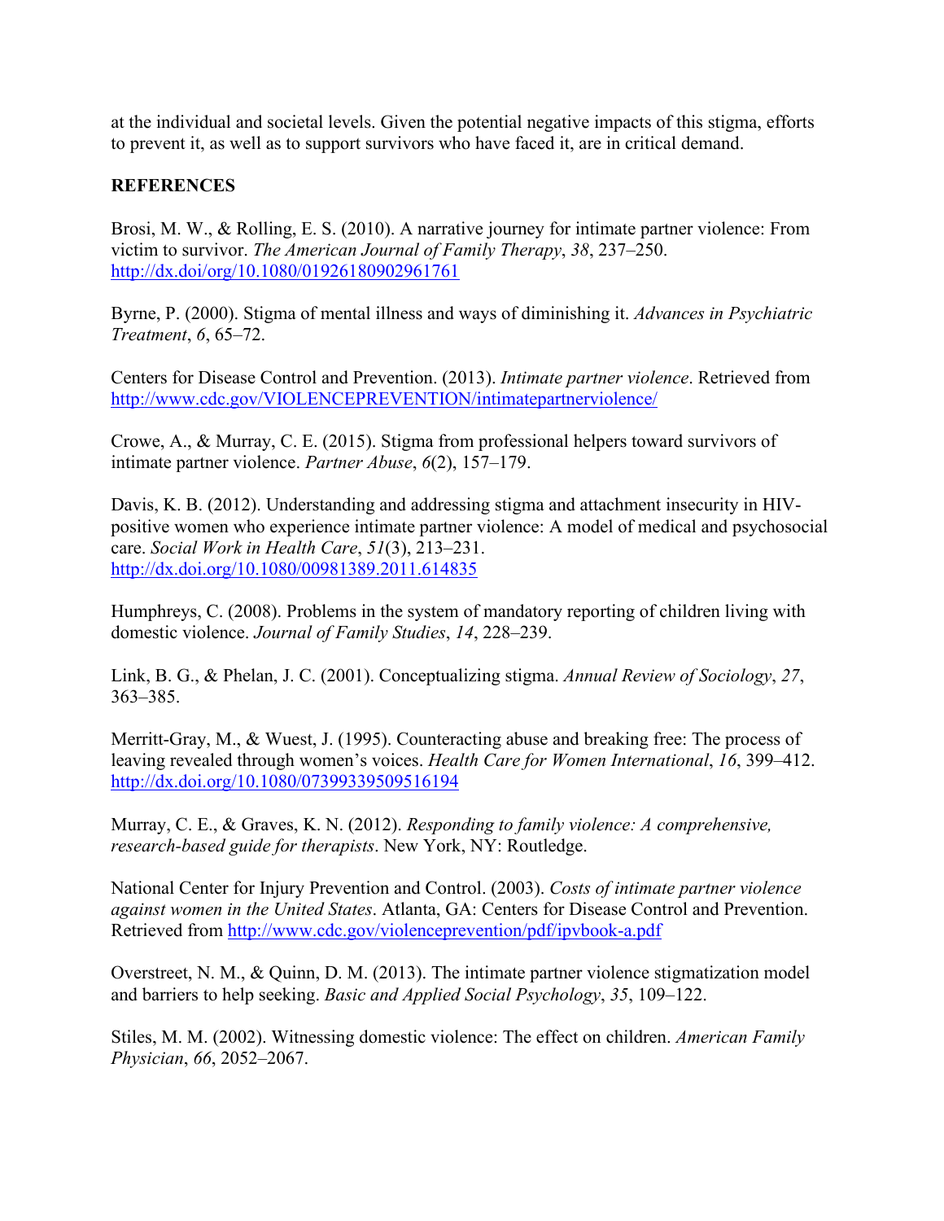at the individual and societal levels. Given the potential negative impacts of this stigma, efforts to prevent it, as well as to support survivors who have faced it, are in critical demand.

## REFERENCES

Brosi, M. W., & Rolling, E. S. (2010). A narrative journey for intimate partner violence: From victim to survivor. *The American Journal of Family Therapy*, *38*, 237–250. http://dx.doi/org/10.1080/01926180902961761

Byrne, P. (2000). Stigma of mental illness and ways of diminishing it. *Advances in Psychiatric Treatment*, *6*, 65–72.

Centers for Disease Control and Prevention. (2013). *Intimate partner violence*. Retrieved from http://www.cdc.gov/VIOLENCEPREVENTION/intimatepartnerviolence/

Crowe, A., & Murray, C. E. (2015). Stigma from professional helpers toward survivors of intimate partner violence. *Partner Abuse*, *6*(2), 157–179.

Davis, K. B. (2012). Understanding and addressing stigma and attachment insecurity in HIV-positive women who experience intimate partner violence: A model of medical and psychosocial care. *Social Work in Health Care*, *51*(3), 213–231. http://dx.doi.org/10.1080/00981389.2011.614835

Humphreys, C. (2008). Problems in the system of mandatory reporting of children living with domestic violence. *Journal of Family Studies*, *14*, 228–239.

Link, B. G., & Phelan, J. C. (2001). Conceptualizing stigma. *Annual Review of Sociology*, *27*, 363–385.

Merritt-Gray, M., & Wuest, J. (1995). Counteracting abuse and breaking free: The process of leaving revealed through women's voices. *Health Care for Women International*, *16*, 399–412. http://dx.doi.org/10.1080/07399339509516194

Murray, C. E., & Graves, K. N. (2012). *Responding to family violence: A comprehensive, research-based guide for therapists*. New York, NY: Routledge.

National Center for Injury Prevention and Control. (2003). *Costs of intimate partner violence against women in the United States*. Atlanta, GA: Centers for Disease Control and Prevention. Retrieved from http://www.cdc.gov/violenceprevention/pdf/ipvbook-a.pdf

Overstreet, N. M., & Quinn, D. M. (2013). The intimate partner violence stigmatization model and barriers to help seeking. *Basic and Applied Social Psychology*, *35*, 109–122.

Stiles, M. M. (2002). Witnessing domestic violence: The effect on children. *American Family Physician*, *66*, 2052–2067.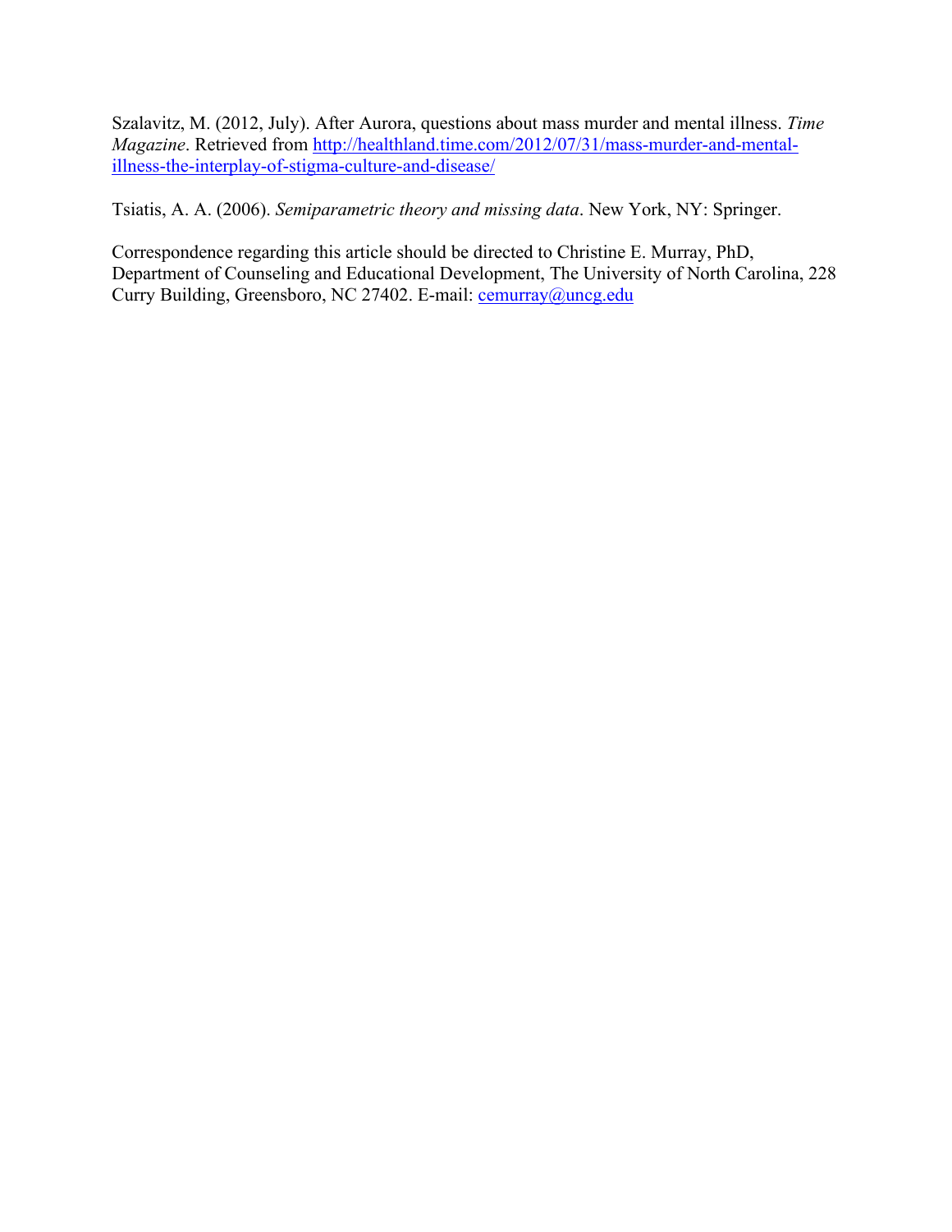Szalavitz, M. (2012, July). After Aurora, questions about mass murder and mental illness. *Time Magazine*. Retrieved from http://healthland.time.com/2012/07/31/mass-murder-and-mental-illness-the-interplay-of-stigma-culture-and-disease/

Tsiatis, A. A. (2006). *Semiparametric theory and missing data*. New York, NY: Springer.

Correspondence regarding this article should be directed to Christine E. Murray, PhD, Department of Counseling and Educational Development, The University of North Carolina, 228 Curry Building, Greensboro, NC 27402. E-mail: cemurray@uncg.edu